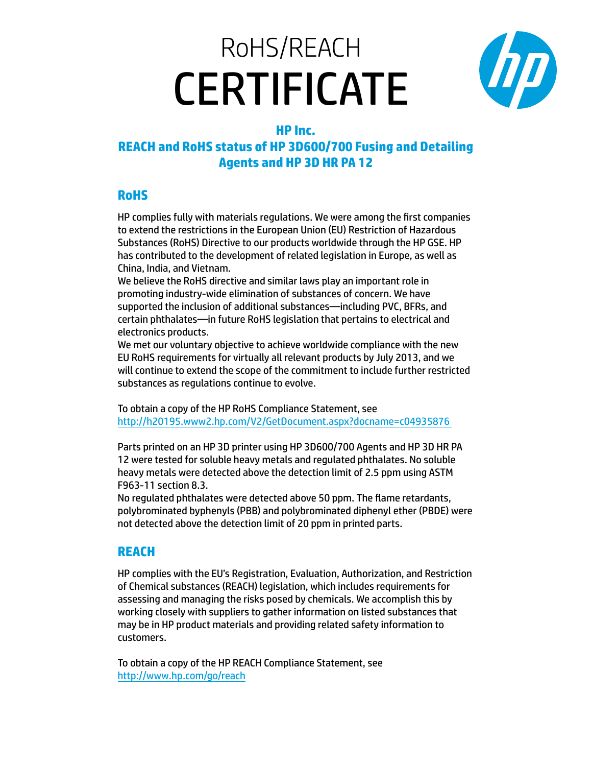# RoHS/REACH CERTIFICATE

## HP Inc.

## REACH and RoHS status of HP 3D600/700 Fusing and Detailing Agents and HP 3D HR PA 12

## RoHS

HP complies fully with materials regulations. We were among the first companies to extend the restrictions in the European Union (EU) Restriction of Hazardous Substances (RoHS) Directive to our products worldwide through the HP GSE. HP has contributed to the development of related legislation in Europe, as well as China, India, and Vietnam.
We believe the RoHS directive and similar laws play an important role in promoting industry-wide elimination of substances of concern. We have supported the inclusion of additional substances—including PVC, BFRs, and certain phthalates—in future RoHS legislation that pertains to electrical and electronics products.
We met our voluntary objective to achieve worldwide compliance with the new EU RoHS requirements for virtually all relevant products by July 2013, and we will continue to extend the scope of the commitment to include further restricted substances as regulations continue to evolve.

To obtain a copy of the HP RoHS Compliance Statement, see
http://h20195.www2.hp.com/V2/GetDocument.aspx?docname=c04935876

Parts printed on an HP 3D printer using HP 3D600/700 Agents and HP 3D HR PA 12 were tested for soluble heavy metals and regulated phthalates. No soluble heavy metals were detected above the detection limit of 2.5 ppm using ASTM F963-11 section 8.3.
No regulated phthalates were detected above 50 ppm. The flame retardants, polybrominated byphenyls (PBB) and polybrominated diphenyl ether (PBDE) were not detected above the detection limit of 20 ppm in printed parts.

## REACH

HP complies with the EU's Registration, Evaluation, Authorization, and Restriction of Chemical substances (REACH) legislation, which includes requirements for assessing and managing the risks posed by chemicals. We accomplish this by working closely with suppliers to gather information on listed substances that may be in HP product materials and providing related safety information to customers.

To obtain a copy of the HP REACH Compliance Statement, see
http://www.hp.com/go/reach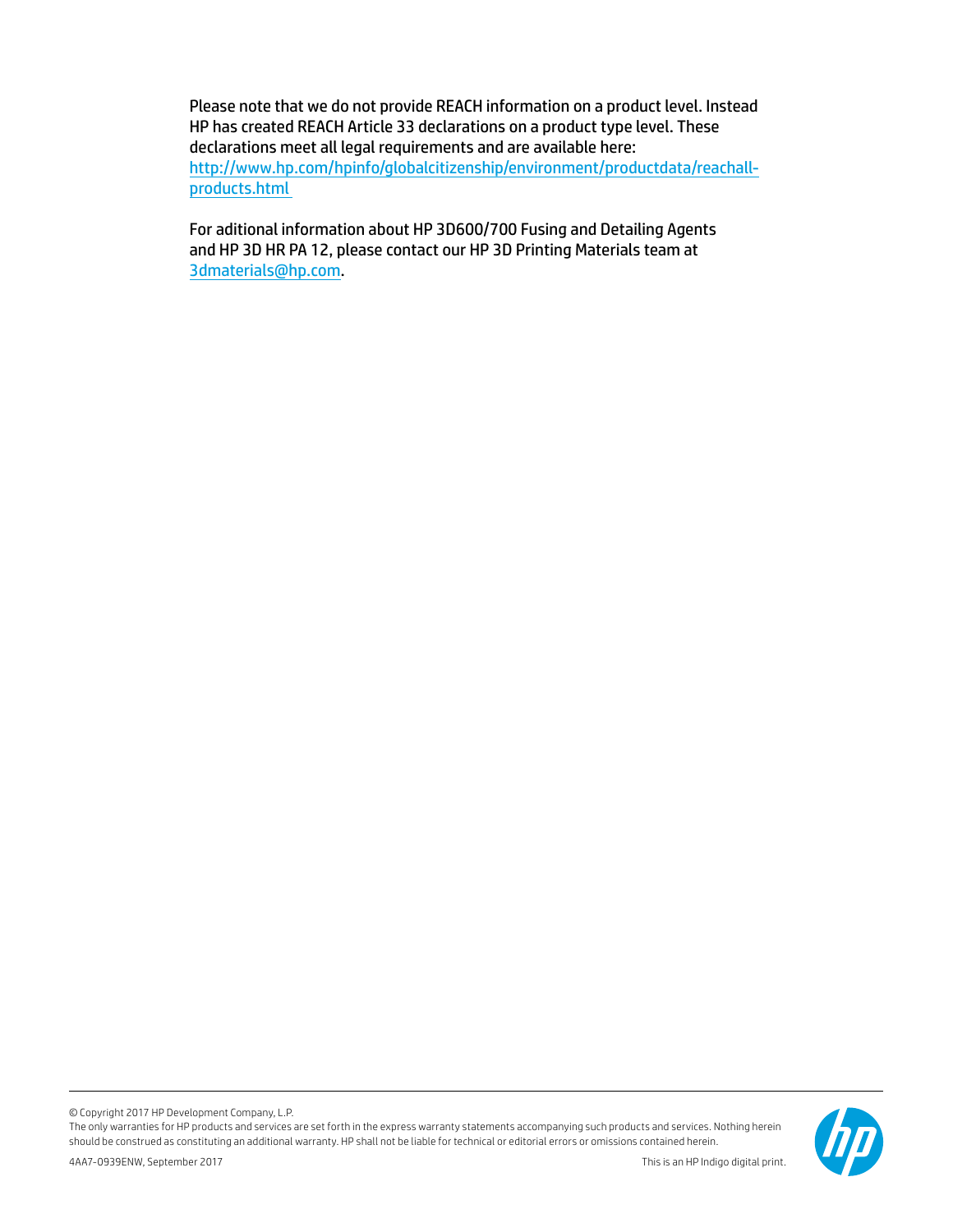Please note that we do not provide REACH information on a product level. Instead HP has created REACH Article 33 declarations on a product type level. These declarations meet all legal requirements and are available here: http://www.hp.com/hpinfo/globalcitizenship/environment/productdata/reachall-products.html

For aditional information about HP 3D600/700 Fusing and Detailing Agents and HP 3D HR PA 12, please contact our HP 3D Printing Materials team at 3dmaterials@hp.com.

© Copyright 2017 HP Development Company, L.P.
The only warranties for HP products and services are set forth in the express warranty statements accompanying such products and services. Nothing herein should be construed as constituting an additional warranty. HP shall not be liable for technical or editorial errors or omissions contained herein.

4AA7-0939ENW, September 2017

This is an HP Indigo digital print.